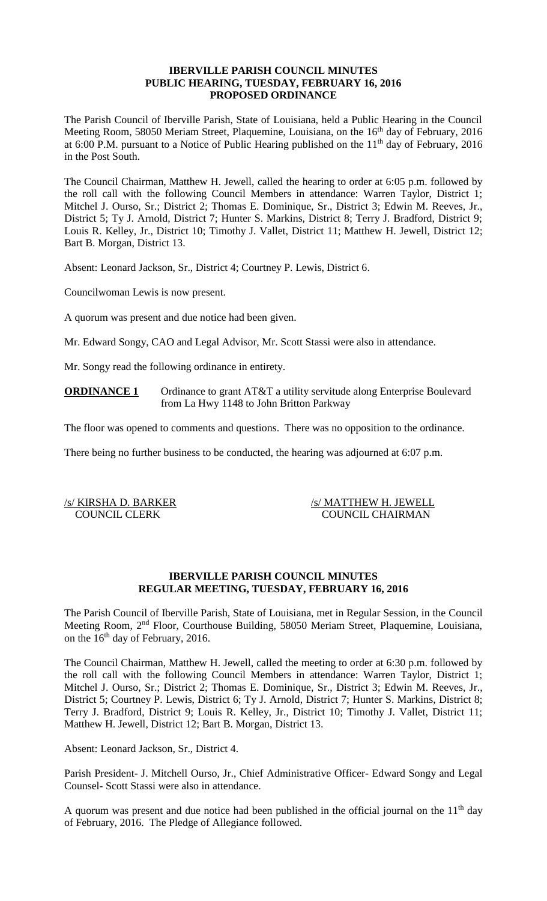**IBERVILLE PARISH COUNCIL MINUTES**
**PUBLIC HEARING, TUESDAY, FEBRUARY 16, 2016**
**PROPOSED ORDINANCE**

The Parish Council of Iberville Parish, State of Louisiana, held a Public Hearing in the Council Meeting Room, 58050 Meriam Street, Plaquemine, Louisiana, on the 16th day of February, 2016 at 6:00 P.M. pursuant to a Notice of Public Hearing published on the 11th day of February, 2016 in the Post South.

The Council Chairman, Matthew H. Jewell, called the hearing to order at 6:05 p.m. followed by the roll call with the following Council Members in attendance: Warren Taylor, District 1; Mitchel J. Ourso, Sr.; District 2; Thomas E. Dominique, Sr., District 3; Edwin M. Reeves, Jr., District 5; Ty J. Arnold, District 7; Hunter S. Markins, District 8; Terry J. Bradford, District 9; Louis R. Kelley, Jr., District 10; Timothy J. Vallet, District 11; Matthew H. Jewell, District 12; Bart B. Morgan, District 13.

Absent: Leonard Jackson, Sr., District 4; Courtney P. Lewis, District 6.

Councilwoman Lewis is now present.

A quorum was present and due notice had been given.

Mr. Edward Songy, CAO and Legal Advisor, Mr. Scott Stassi were also in attendance.

Mr. Songy read the following ordinance in entirety.

**ORDINANCE 1** Ordinance to grant AT&T a utility servitude along Enterprise Boulevard from La Hwy 1148 to John Britton Parkway

The floor was opened to comments and questions. There was no opposition to the ordinance.

There being no further business to be conducted, the hearing was adjourned at 6:07 p.m.

/s/ KIRSHA D. BARKER
COUNCIL CLERK

/s/ MATTHEW H. JEWELL
COUNCIL CHAIRMAN

**IBERVILLE PARISH COUNCIL MINUTES**
**REGULAR MEETING, TUESDAY, FEBRUARY 16, 2016**

The Parish Council of Iberville Parish, State of Louisiana, met in Regular Session, in the Council Meeting Room, 2nd Floor, Courthouse Building, 58050 Meriam Street, Plaquemine, Louisiana, on the 16th day of February, 2016.

The Council Chairman, Matthew H. Jewell, called the meeting to order at 6:30 p.m. followed by the roll call with the following Council Members in attendance: Warren Taylor, District 1; Mitchel J. Ourso, Sr.; District 2; Thomas E. Dominique, Sr., District 3; Edwin M. Reeves, Jr., District 5; Courtney P. Lewis, District 6; Ty J. Arnold, District 7; Hunter S. Markins, District 8; Terry J. Bradford, District 9; Louis R. Kelley, Jr., District 10; Timothy J. Vallet, District 11; Matthew H. Jewell, District 12; Bart B. Morgan, District 13.

Absent: Leonard Jackson, Sr., District 4.

Parish President- J. Mitchell Ourso, Jr., Chief Administrative Officer- Edward Songy and Legal Counsel- Scott Stassi were also in attendance.

A quorum was present and due notice had been published in the official journal on the 11th day of February, 2016. The Pledge of Allegiance followed.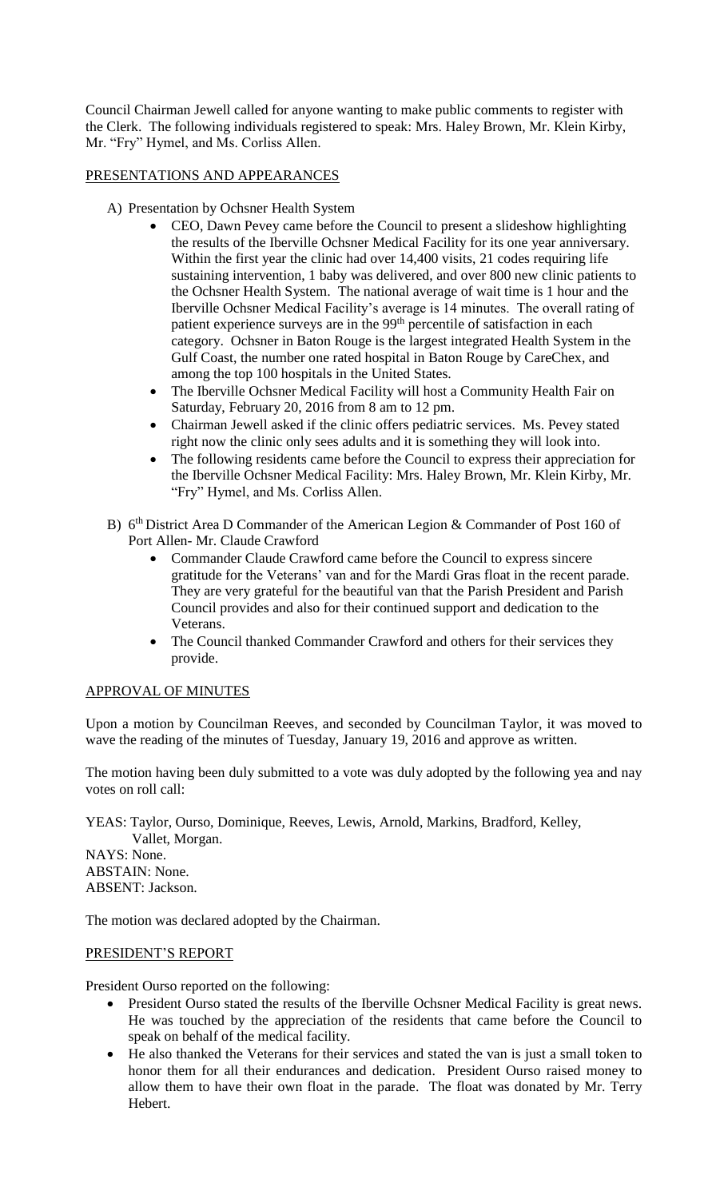Council Chairman Jewell called for anyone wanting to make public comments to register with the Clerk. The following individuals registered to speak: Mrs. Haley Brown, Mr. Klein Kirby, Mr. "Fry" Hymel, and Ms. Corliss Allen.

## PRESENTATIONS AND APPEARANCES

A) Presentation by Ochsner Health System

- CEO, Dawn Pevey came before the Council to present a slideshow highlighting the results of the Iberville Ochsner Medical Facility for its one year anniversary. Within the first year the clinic had over 14,400 visits, 21 codes requiring life sustaining intervention, 1 baby was delivered, and over 800 new clinic patients to the Ochsner Health System. The national average of wait time is 1 hour and the Iberville Ochsner Medical Facility's average is 14 minutes. The overall rating of patient experience surveys are in the 99th percentile of satisfaction in each category. Ochsner in Baton Rouge is the largest integrated Health System in the Gulf Coast, the number one rated hospital in Baton Rouge by CareChex, and among the top 100 hospitals in the United States.
- The Iberville Ochsner Medical Facility will host a Community Health Fair on Saturday, February 20, 2016 from 8 am to 12 pm.
- Chairman Jewell asked if the clinic offers pediatric services. Ms. Pevey stated right now the clinic only sees adults and it is something they will look into.
- The following residents came before the Council to express their appreciation for the Iberville Ochsner Medical Facility: Mrs. Haley Brown, Mr. Klein Kirby, Mr. "Fry" Hymel, and Ms. Corliss Allen.

B) 6th District Area D Commander of the American Legion & Commander of Post 160 of Port Allen- Mr. Claude Crawford

- Commander Claude Crawford came before the Council to express sincere gratitude for the Veterans' van and for the Mardi Gras float in the recent parade. They are very grateful for the beautiful van that the Parish President and Parish Council provides and also for their continued support and dedication to the Veterans.
- The Council thanked Commander Crawford and others for their services they provide.

## APPROVAL OF MINUTES

Upon a motion by Councilman Reeves, and seconded by Councilman Taylor, it was moved to wave the reading of the minutes of Tuesday, January 19, 2016 and approve as written.

The motion having been duly submitted to a vote was duly adopted by the following yea and nay votes on roll call:

YEAS: Taylor, Ourso, Dominique, Reeves, Lewis, Arnold, Markins, Bradford, Kelley, Vallet, Morgan.
NAYS: None.
ABSTAIN: None.
ABSENT: Jackson.

The motion was declared adopted by the Chairman.

## PRESIDENT'S REPORT

President Ourso reported on the following:

- President Ourso stated the results of the Iberville Ochsner Medical Facility is great news. He was touched by the appreciation of the residents that came before the Council to speak on behalf of the medical facility.
- He also thanked the Veterans for their services and stated the van is just a small token to honor them for all their endurances and dedication. President Ourso raised money to allow them to have their own float in the parade. The float was donated by Mr. Terry Hebert.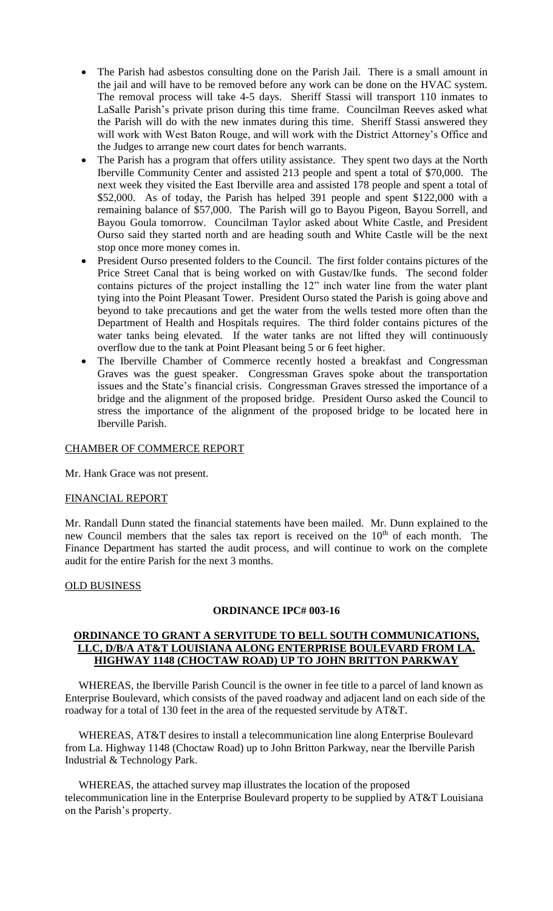- The Parish had asbestos consulting done on the Parish Jail. There is a small amount in the jail and will have to be removed before any work can be done on the HVAC system. The removal process will take 4-5 days. Sheriff Stassi will transport 110 inmates to LaSalle Parish's private prison during this time frame. Councilman Reeves asked what the Parish will do with the new inmates during this time. Sheriff Stassi answered they will work with West Baton Rouge, and will work with the District Attorney's Office and the Judges to arrange new court dates for bench warrants.
- The Parish has a program that offers utility assistance. They spent two days at the North Iberville Community Center and assisted 213 people and spent a total of \$70,000. The next week they visited the East Iberville area and assisted 178 people and spent a total of \$52,000. As of today, the Parish has helped 391 people and spent \$122,000 with a remaining balance of \$57,000. The Parish will go to Bayou Pigeon, Bayou Sorrell, and Bayou Goula tomorrow. Councilman Taylor asked about White Castle, and President Ourso said they started north and are heading south and White Castle will be the next stop once more money comes in.
- President Ourso presented folders to the Council. The first folder contains pictures of the Price Street Canal that is being worked on with Gustav/Ike funds. The second folder contains pictures of the project installing the 12" inch water line from the water plant tying into the Point Pleasant Tower. President Ourso stated the Parish is going above and beyond to take precautions and get the water from the wells tested more often than the Department of Health and Hospitals requires. The third folder contains pictures of the water tanks being elevated. If the water tanks are not lifted they will continuously overflow due to the tank at Point Pleasant being 5 or 6 feet higher.
- The Iberville Chamber of Commerce recently hosted a breakfast and Congressman Graves was the guest speaker. Congressman Graves spoke about the transportation issues and the State's financial crisis. Congressman Graves stressed the importance of a bridge and the alignment of the proposed bridge. President Ourso asked the Council to stress the importance of the alignment of the proposed bridge to be located here in Iberville Parish.

CHAMBER OF COMMERCE REPORT

Mr. Hank Grace was not present.

FINANCIAL REPORT

Mr. Randall Dunn stated the financial statements have been mailed. Mr. Dunn explained to the new Council members that the sales tax report is received on the 10th of each month. The Finance Department has started the audit process, and will continue to work on the complete audit for the entire Parish for the next 3 months.

OLD BUSINESS

**ORDINANCE IPC# 003-16**

**ORDINANCE TO GRANT A SERVITUDE TO BELL SOUTH COMMUNICATIONS, LLC, D/B/A AT&T LOUISIANA ALONG ENTERPRISE BOULEVARD FROM LA. HIGHWAY 1148 (CHOCTAW ROAD) UP TO JOHN BRITTON PARKWAY**

WHEREAS, the Iberville Parish Council is the owner in fee title to a parcel of land known as Enterprise Boulevard, which consists of the paved roadway and adjacent land on each side of the roadway for a total of 130 feet in the area of the requested servitude by AT&T.

WHEREAS, AT&T desires to install a telecommunication line along Enterprise Boulevard from La. Highway 1148 (Choctaw Road) up to John Britton Parkway, near the Iberville Parish Industrial & Technology Park.

WHEREAS, the attached survey map illustrates the location of the proposed telecommunication line in the Enterprise Boulevard property to be supplied by AT&T Louisiana on the Parish's property.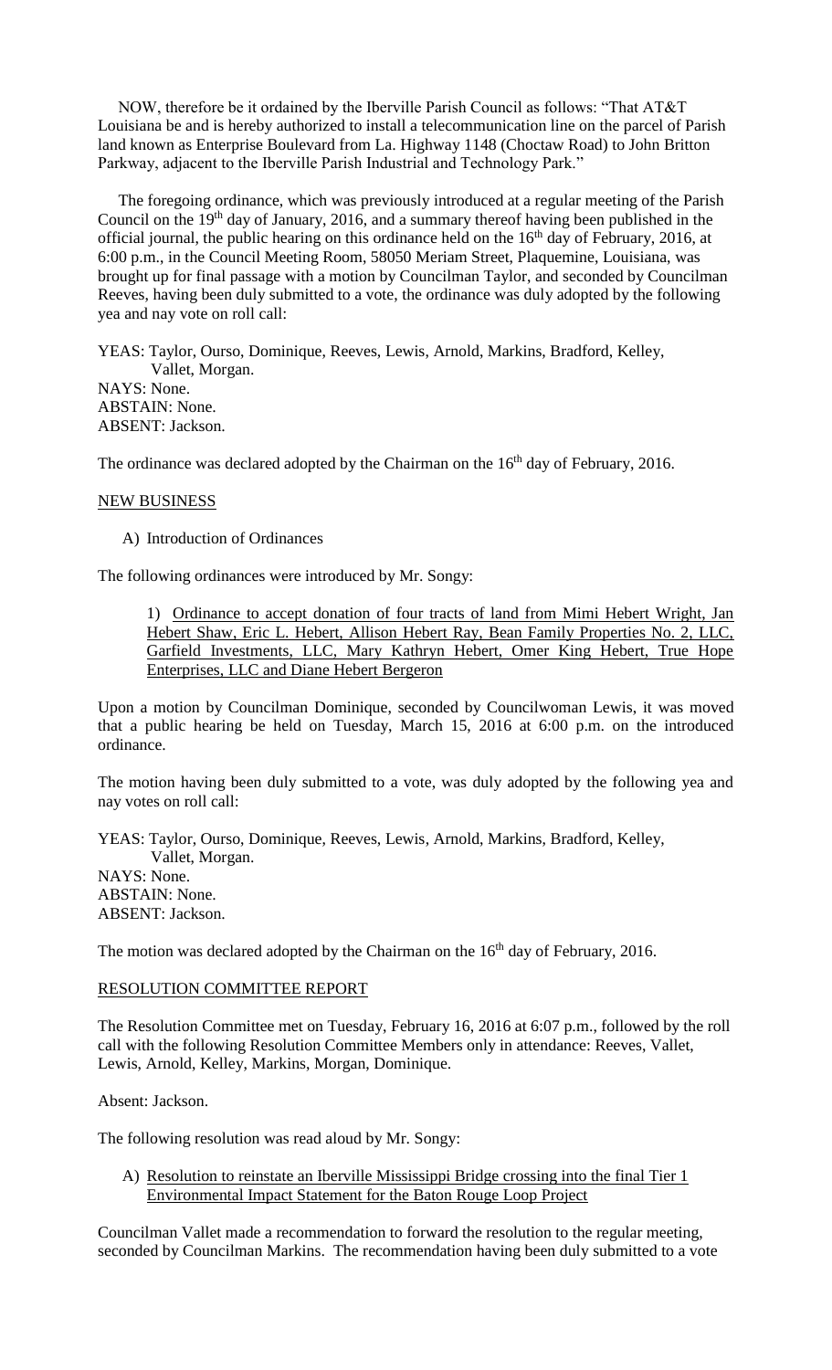NOW, therefore be it ordained by the Iberville Parish Council as follows: "That AT&T Louisiana be and is hereby authorized to install a telecommunication line on the parcel of Parish land known as Enterprise Boulevard from La. Highway 1148 (Choctaw Road) to John Britton Parkway, adjacent to the Iberville Parish Industrial and Technology Park."

The foregoing ordinance, which was previously introduced at a regular meeting of the Parish Council on the 19th day of January, 2016, and a summary thereof having been published in the official journal, the public hearing on this ordinance held on the 16th day of February, 2016, at 6:00 p.m., in the Council Meeting Room, 58050 Meriam Street, Plaquemine, Louisiana, was brought up for final passage with a motion by Councilman Taylor, and seconded by Councilman Reeves, having been duly submitted to a vote, the ordinance was duly adopted by the following yea and nay vote on roll call:

YEAS: Taylor, Ourso, Dominique, Reeves, Lewis, Arnold, Markins, Bradford, Kelley, Vallet, Morgan.
NAYS: None.
ABSTAIN: None.
ABSENT: Jackson.

The ordinance was declared adopted by the Chairman on the 16th day of February, 2016.

## NEW BUSINESS

A) Introduction of Ordinances

The following ordinances were introduced by Mr. Songy:

1) Ordinance to accept donation of four tracts of land from Mimi Hebert Wright, Jan Hebert Shaw, Eric L. Hebert, Allison Hebert Ray, Bean Family Properties No. 2, LLC, Garfield Investments, LLC, Mary Kathryn Hebert, Omer King Hebert, True Hope Enterprises, LLC and Diane Hebert Bergeron

Upon a motion by Councilman Dominique, seconded by Councilwoman Lewis, it was moved that a public hearing be held on Tuesday, March 15, 2016 at 6:00 p.m. on the introduced ordinance.

The motion having been duly submitted to a vote, was duly adopted by the following yea and nay votes on roll call:

YEAS: Taylor, Ourso, Dominique, Reeves, Lewis, Arnold, Markins, Bradford, Kelley, Vallet, Morgan.
NAYS: None.
ABSTAIN: None.
ABSENT: Jackson.

The motion was declared adopted by the Chairman on the 16th day of February, 2016.

## RESOLUTION COMMITTEE REPORT

The Resolution Committee met on Tuesday, February 16, 2016 at 6:07 p.m., followed by the roll call with the following Resolution Committee Members only in attendance: Reeves, Vallet, Lewis, Arnold, Kelley, Markins, Morgan, Dominique.

Absent: Jackson.

The following resolution was read aloud by Mr. Songy:

A) Resolution to reinstate an Iberville Mississippi Bridge crossing into the final Tier 1 Environmental Impact Statement for the Baton Rouge Loop Project

Councilman Vallet made a recommendation to forward the resolution to the regular meeting, seconded by Councilman Markins. The recommendation having been duly submitted to a vote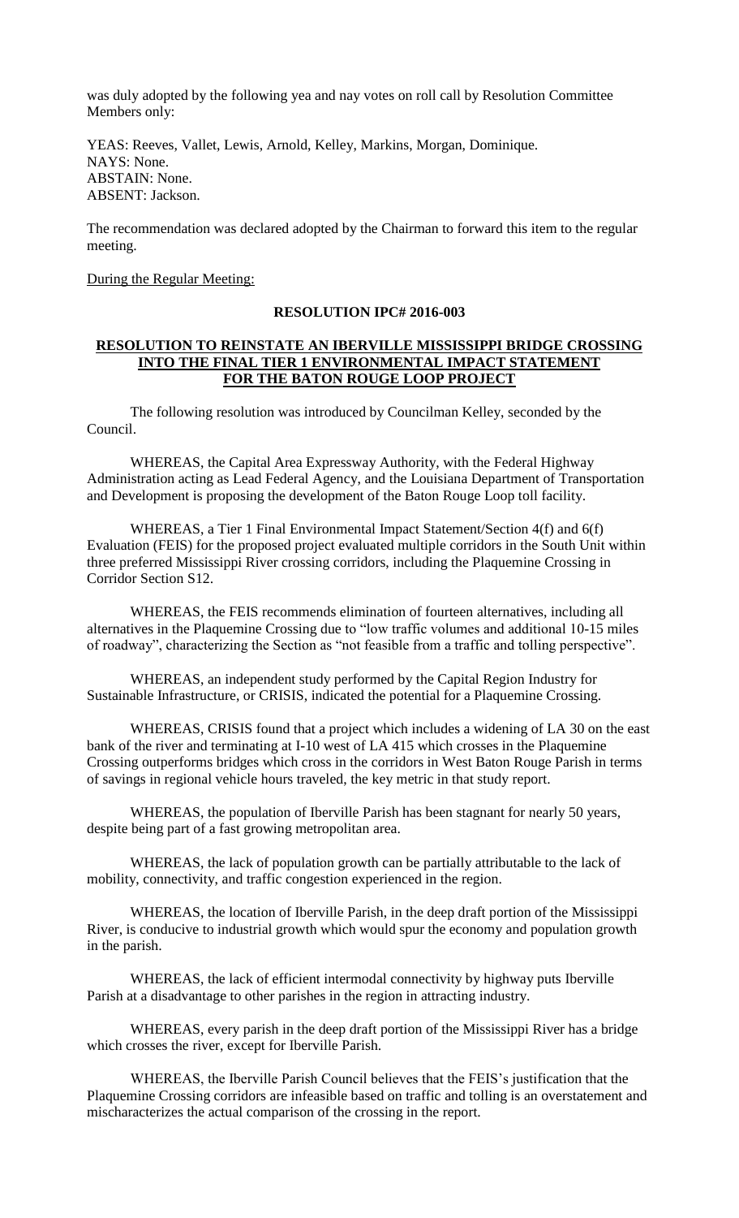was duly adopted by the following yea and nay votes on roll call by Resolution Committee Members only:

YEAS: Reeves, Vallet, Lewis, Arnold, Kelley, Markins, Morgan, Dominique.
NAYS: None.
ABSTAIN: None.
ABSENT: Jackson.

The recommendation was declared adopted by the Chairman to forward this item to the regular meeting.

During the Regular Meeting:

**RESOLUTION IPC# 2016-003**

**RESOLUTION TO REINSTATE AN IBERVILLE MISSISSIPPI BRIDGE CROSSING INTO THE FINAL TIER 1 ENVIRONMENTAL IMPACT STATEMENT FOR THE BATON ROUGE LOOP PROJECT**

The following resolution was introduced by Councilman Kelley, seconded by the Council.

WHEREAS, the Capital Area Expressway Authority, with the Federal Highway Administration acting as Lead Federal Agency, and the Louisiana Department of Transportation and Development is proposing the development of the Baton Rouge Loop toll facility.

WHEREAS, a Tier 1 Final Environmental Impact Statement/Section 4(f) and 6(f) Evaluation (FEIS) for the proposed project evaluated multiple corridors in the South Unit within three preferred Mississippi River crossing corridors, including the Plaquemine Crossing in Corridor Section S12.

WHEREAS, the FEIS recommends elimination of fourteen alternatives, including all alternatives in the Plaquemine Crossing due to "low traffic volumes and additional 10-15 miles of roadway", characterizing the Section as "not feasible from a traffic and tolling perspective".

WHEREAS, an independent study performed by the Capital Region Industry for Sustainable Infrastructure, or CRISIS, indicated the potential for a Plaquemine Crossing.

WHEREAS, CRISIS found that a project which includes a widening of LA 30 on the east bank of the river and terminating at I-10 west of LA 415 which crosses in the Plaquemine Crossing outperforms bridges which cross in the corridors in West Baton Rouge Parish in terms of savings in regional vehicle hours traveled, the key metric in that study report.

WHEREAS, the population of Iberville Parish has been stagnant for nearly 50 years, despite being part of a fast growing metropolitan area.

WHEREAS, the lack of population growth can be partially attributable to the lack of mobility, connectivity, and traffic congestion experienced in the region.

WHEREAS, the location of Iberville Parish, in the deep draft portion of the Mississippi River, is conducive to industrial growth which would spur the economy and population growth in the parish.

WHEREAS, the lack of efficient intermodal connectivity by highway puts Iberville Parish at a disadvantage to other parishes in the region in attracting industry.

WHEREAS, every parish in the deep draft portion of the Mississippi River has a bridge which crosses the river, except for Iberville Parish.

WHEREAS, the Iberville Parish Council believes that the FEIS's justification that the Plaquemine Crossing corridors are infeasible based on traffic and tolling is an overstatement and mischaracterizes the actual comparison of the crossing in the report.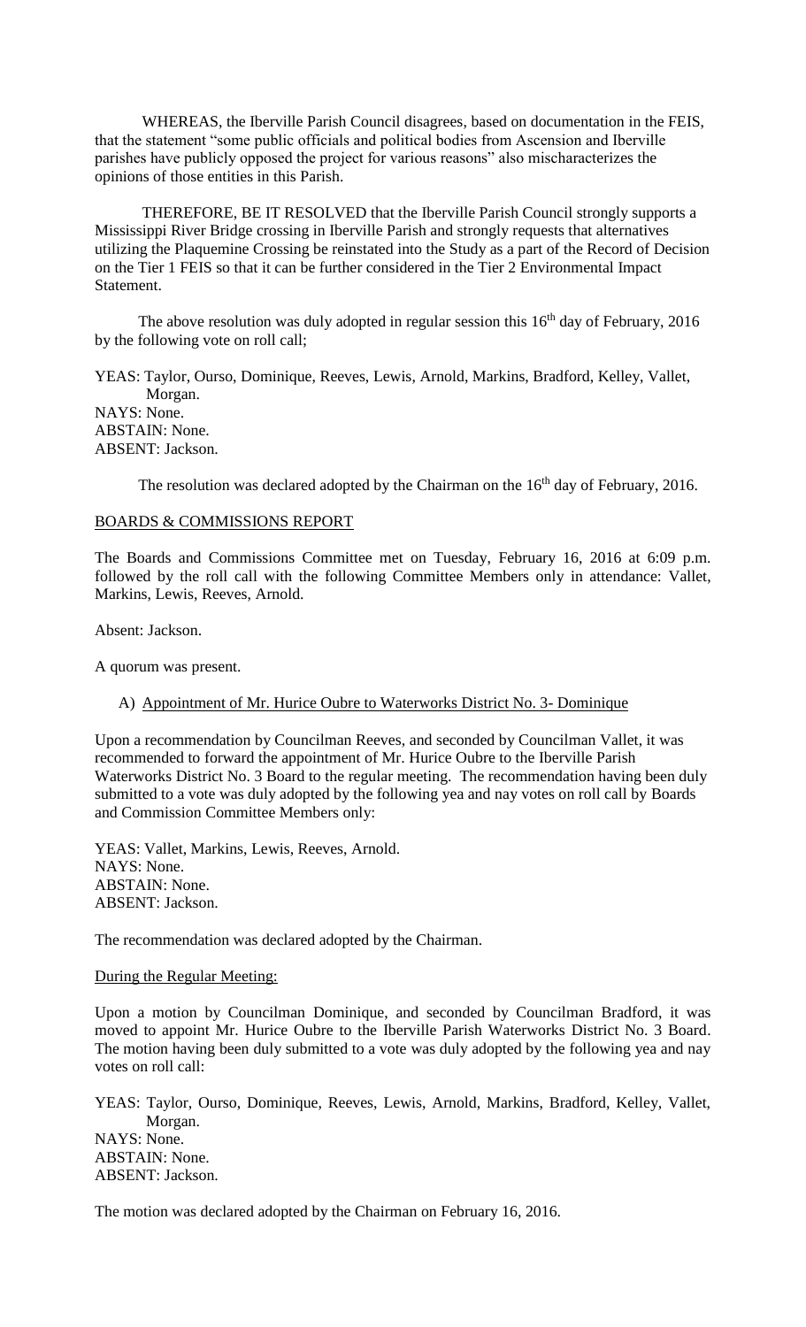WHEREAS, the Iberville Parish Council disagrees, based on documentation in the FEIS, that the statement "some public officials and political bodies from Ascension and Iberville parishes have publicly opposed the project for various reasons" also mischaracterizes the opinions of those entities in this Parish.

THEREFORE, BE IT RESOLVED that the Iberville Parish Council strongly supports a Mississippi River Bridge crossing in Iberville Parish and strongly requests that alternatives utilizing the Plaquemine Crossing be reinstated into the Study as a part of the Record of Decision on the Tier 1 FEIS so that it can be further considered in the Tier 2 Environmental Impact Statement.

The above resolution was duly adopted in regular session this 16th day of February, 2016 by the following vote on roll call;

YEAS: Taylor, Ourso, Dominique, Reeves, Lewis, Arnold, Markins, Bradford, Kelley, Vallet, Morgan.
NAYS: None.
ABSTAIN: None.
ABSENT: Jackson.

The resolution was declared adopted by the Chairman on the 16th day of February, 2016.

## BOARDS & COMMISSIONS REPORT

The Boards and Commissions Committee met on Tuesday, February 16, 2016 at 6:09 p.m. followed by the roll call with the following Committee Members only in attendance: Vallet, Markins, Lewis, Reeves, Arnold.

Absent: Jackson.

A quorum was present.

A) Appointment of Mr. Hurice Oubre to Waterworks District No. 3- Dominique

Upon a recommendation by Councilman Reeves, and seconded by Councilman Vallet, it was recommended to forward the appointment of Mr. Hurice Oubre to the Iberville Parish Waterworks District No. 3 Board to the regular meeting. The recommendation having been duly submitted to a vote was duly adopted by the following yea and nay votes on roll call by Boards and Commission Committee Members only:

YEAS: Vallet, Markins, Lewis, Reeves, Arnold.
NAYS: None.
ABSTAIN: None.
ABSENT: Jackson.

The recommendation was declared adopted by the Chairman.

During the Regular Meeting:

Upon a motion by Councilman Dominique, and seconded by Councilman Bradford, it was moved to appoint Mr. Hurice Oubre to the Iberville Parish Waterworks District No. 3 Board. The motion having been duly submitted to a vote was duly adopted by the following yea and nay votes on roll call:

YEAS: Taylor, Ourso, Dominique, Reeves, Lewis, Arnold, Markins, Bradford, Kelley, Vallet, Morgan.
NAYS: None.
ABSTAIN: None.
ABSENT: Jackson.

The motion was declared adopted by the Chairman on February 16, 2016.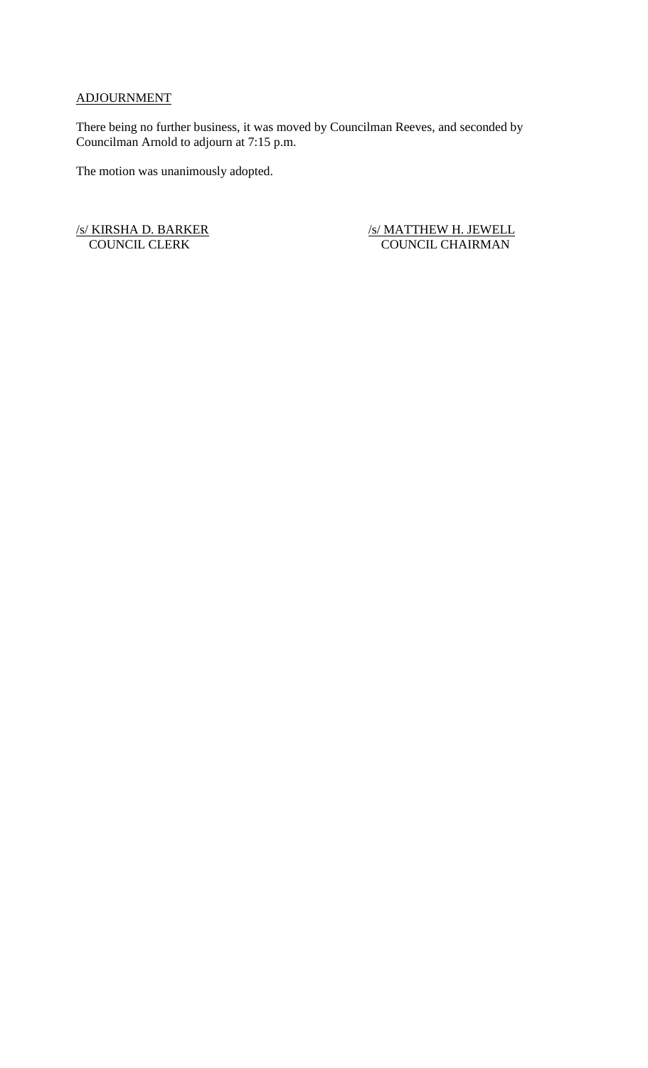ADJOURNMENT

There being no further business, it was moved by Councilman Reeves, and seconded by Councilman Arnold to adjourn at 7:15 p.m.

The motion was unanimously adopted.

| | |
|---|---|
| /s/ KIRSHA D. BARKER | /s/ MATTHEW H. JEWELL |
| COUNCIL CLERK | COUNCIL CHAIRMAN |